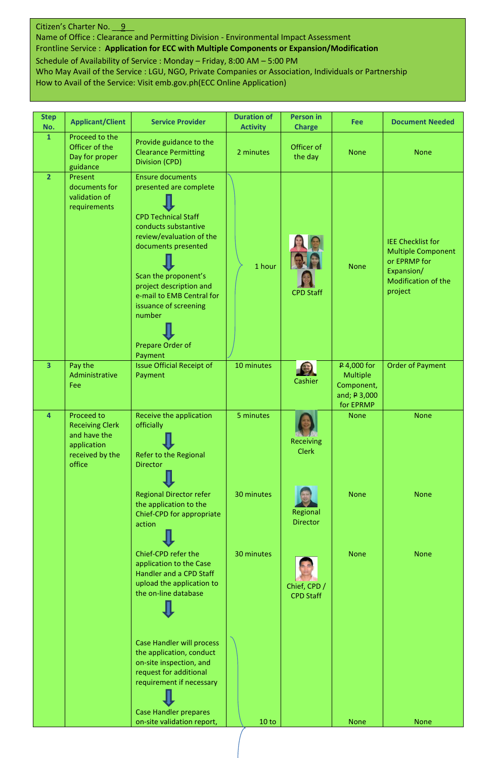Citizen's Charter No. 9

Name of Office : Clearance and Permitting Division - Environmental Impact Assessment

Frontline Service : **Application for ECC with Multiple Components or Expansion/Modification**

Schedule of Availability of Service : Monday – Friday, 8:00 AM – 5:00 PM

Who May Avail of the Service : LGU, NGO, Private Companies or Association, Individuals or Partnership

How to Avail of the Service: Visit emb.gov.ph(ECC Online Application)

| Step No. | Applicant/Client | Service Provider | Duration of Activity | Person in Charge | Fee | Document Needed |
|---|---|---|---|---|---|---|
| 1 | Proceed to the Officer of the Day for proper guidance | Provide guidance to the Clearance Permitting Division (CPD) | 2 minutes | Officer of the day | None | None |
| 2 | Present documents for validation of requirements | Ensure documents presented are complete → CPD Technical Staff conducts substantive review/evaluation of the documents presented → Scan the proponent's project description and e-mail to EMB Central for issuance of screening number → Prepare Order of Payment | 1 hour | CPD Staff | None | IEE Checklist for Multiple Component or EPRMP for Expansion/ Modification of the project |
| 3 | Pay the Administrative Fee | Issue Official Receipt of Payment | 10 minutes | Cashier | ₱ 4,000 for Multiple Component, and; ₱ 3,000 for EPRMP | Order of Payment |
| 4 | Proceed to Receiving Clerk and have the application received by the office | Receive the application officially → Refer to the Regional Director | 5 minutes | Receiving Clerk | None | None |
| | | Regional Director refer the application to the Chief-CPD for appropriate action | 30 minutes | Regional Director | None | None |
| | | Chief-CPD refer the application to the Case Handler and a CPD Staff upload the application to the on-line database | 30 minutes | Chief, CPD / CPD Staff | None | None |
| | | Case Handler will process the application, conduct on-site inspection, and request for additional requirement if necessary → Case Handler prepares on-site validation report, | 10 to | | None | None |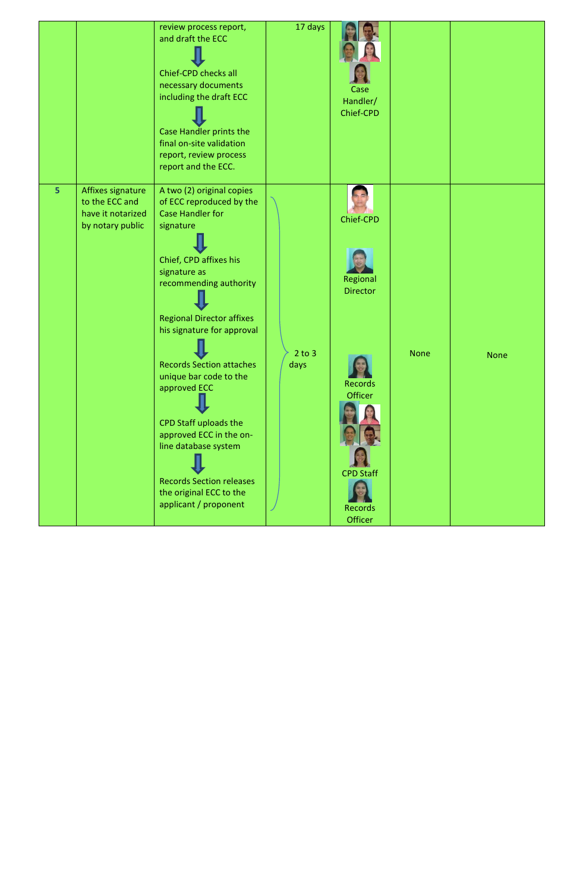| | | | | | | |
|---|---|---|---|---|---|---|
| | | review process report, and draft the ECC<br>↓<br>Chief-CPD checks all necessary documents including the draft ECC<br>↓<br>Case Handler prints the final on-site validation report, review process report and the ECC. | 17 days | Case Handler/ Chief-CPD | | |
| 5 | Affixes signature to the ECC and have it notarized by notary public | A two (2) original copies of ECC reproduced by the Case Handler for signature<br>↓<br>Chief, CPD affixes his signature as recommending authority<br>↓<br>Regional Director affixes his signature for approval<br>↓<br>Records Section attaches unique bar code to the approved ECC<br>↓<br>CPD Staff uploads the approved ECC in the on-line database system<br>↓<br>Records Section releases the original ECC to the applicant / proponent | 2 to 3 days | Chief-CPD<br>Regional Director<br>Records Officer<br>CPD Staff<br>Records Officer | None | None |